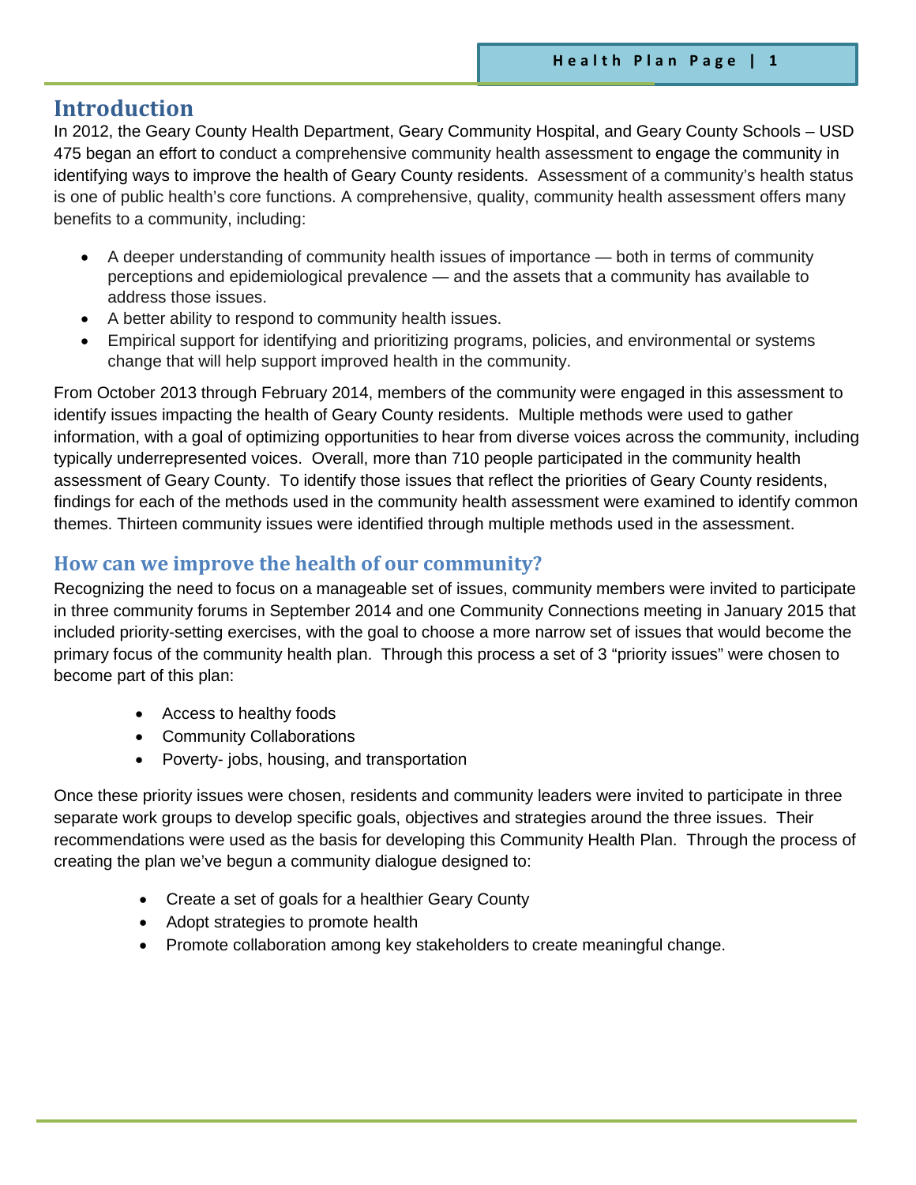## Introduction

In 2012, the Geary County Health Department, Geary Community Hospital, and Geary County Schools – USD 475 began an effort to conduct a comprehensive community health assessment to engage the community in identifying ways to improve the health of Geary County residents. Assessment of a community's health status is one of public health's core functions. A comprehensive, quality, community health assessment offers many benefits to a community, including:

- A deeper understanding of community health issues of importance — both in terms of community perceptions and epidemiological prevalence — and the assets that a community has available to address those issues.
- A better ability to respond to community health issues.
- Empirical support for identifying and prioritizing programs, policies, and environmental or systems change that will help support improved health in the community.

From October 2013 through February 2014, members of the community were engaged in this assessment to identify issues impacting the health of Geary County residents. Multiple methods were used to gather information, with a goal of optimizing opportunities to hear from diverse voices across the community, including typically underrepresented voices. Overall, more than 710 people participated in the community health assessment of Geary County. To identify those issues that reflect the priorities of Geary County residents, findings for each of the methods used in the community health assessment were examined to identify common themes. Thirteen community issues were identified through multiple methods used in the assessment.

### How can we improve the health of our community?

Recognizing the need to focus on a manageable set of issues, community members were invited to participate in three community forums in September 2014 and one Community Connections meeting in January 2015 that included priority-setting exercises, with the goal to choose a more narrow set of issues that would become the primary focus of the community health plan. Through this process a set of 3 "priority issues" were chosen to become part of this plan:

- Access to healthy foods
- Community Collaborations
- Poverty- jobs, housing, and transportation

Once these priority issues were chosen, residents and community leaders were invited to participate in three separate work groups to develop specific goals, objectives and strategies around the three issues. Their recommendations were used as the basis for developing this Community Health Plan. Through the process of creating the plan we've begun a community dialogue designed to:

- Create a set of goals for a healthier Geary County
- Adopt strategies to promote health
- Promote collaboration among key stakeholders to create meaningful change.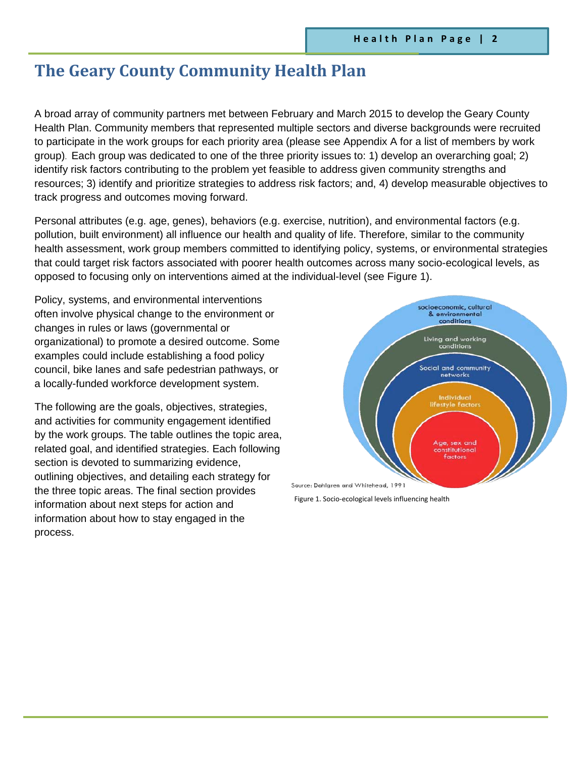# The Geary County Community Health Plan

A broad array of community partners met between February and March 2015 to develop the Geary County Health Plan. Community members that represented multiple sectors and diverse backgrounds were recruited to participate in the work groups for each priority area (please see Appendix A for a list of members by work group). Each group was dedicated to one of the three priority issues to: 1) develop an overarching goal; 2) identify risk factors contributing to the problem yet feasible to address given community strengths and resources; 3) identify and prioritize strategies to address risk factors; and, 4) develop measurable objectives to track progress and outcomes moving forward.

Personal attributes (e.g. age, genes), behaviors (e.g. exercise, nutrition), and environmental factors (e.g. pollution, built environment) all influence our health and quality of life. Therefore, similar to the community health assessment, work group members committed to identifying policy, systems, or environmental strategies that could target risk factors associated with poorer health outcomes across many socio-ecological levels, as opposed to focusing only on interventions aimed at the individual-level (see Figure 1).

Policy, systems, and environmental interventions often involve physical change to the environment or changes in rules or laws (governmental or organizational) to promote a desired outcome. Some examples could include establishing a food policy council, bike lanes and safe pedestrian pathways, or a locally-funded workforce development system.

The following are the goals, objectives, strategies, and activities for community engagement identified by the work groups. The table outlines the topic area, related goal, and identified strategies. Each following section is devoted to summarizing evidence, outlining objectives, and detailing each strategy for the three topic areas. The final section provides information about next steps for action and information about how to stay engaged in the process.

socioeconomic, cultural & environmental conditions

Living and working conditions

Social and community networks

Individual lifestyle factors

Age, sex and constitutional factors

Source: Dahlgren and Whitehead, 1991

Figure 1. Socio-ecological levels influencing health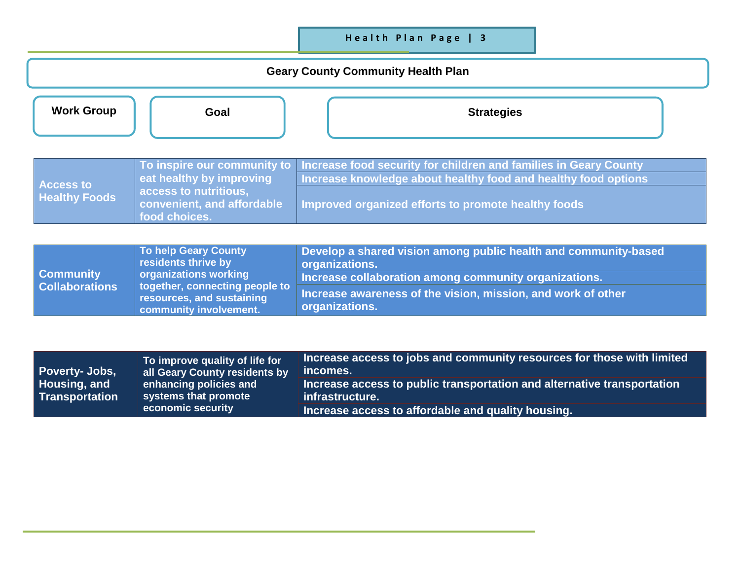# Geary County Community Health Plan

| Work Group | Goal | Strategies |
| --- | --- | --- |
| Access to Healthy Foods | To inspire our community to eat healthy by improving access to nutritious, convenient, and affordable food choices. | Increase food security for children and families in Geary County |
| | | Increase knowledge about healthy food and healthy food options |
| | | Improved organized efforts to promote healthy foods |
| Community Collaborations | To help Geary County residents thrive by organizations working together, connecting people to resources, and sustaining community involvement. | Develop a shared vision among public health and community-based organizations. |
| | | Increase collaboration among community organizations. |
| | | Increase awareness of the vision, mission, and work of other organizations. |
| Poverty- Jobs, Housing, and Transportation | To improve quality of life for all Geary County residents by enhancing policies and systems that promote economic security | Increase access to jobs and community resources for those with limited incomes. |
| | | Increase access to public transportation and alternative transportation infrastructure. |
| | | Increase access to affordable and quality housing. |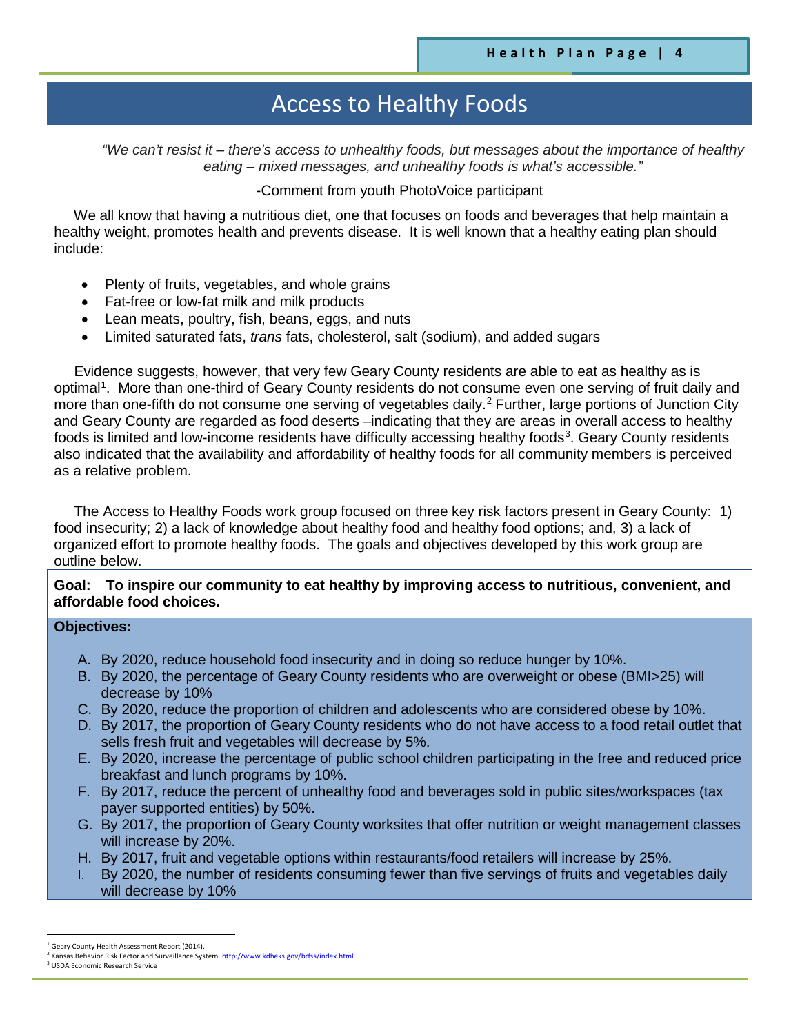# Access to Healthy Foods

*"We can't resist it – there's access to unhealthy foods, but messages about the importance of healthy eating – mixed messages, and unhealthy foods is what's accessible."*

-Comment from youth PhotoVoice participant

We all know that having a nutritious diet, one that focuses on foods and beverages that help maintain a healthy weight, promotes health and prevents disease. It is well known that a healthy eating plan should include:

- Plenty of fruits, vegetables, and whole grains
- Fat-free or low-fat milk and milk products
- Lean meats, poultry, fish, beans, eggs, and nuts
- Limited saturated fats, *trans* fats, cholesterol, salt (sodium), and added sugars

Evidence suggests, however, that very few Geary County residents are able to eat as healthy as is optimal[1]. More than one-third of Geary County residents do not consume even one serving of fruit daily and more than one-fifth do not consume one serving of vegetables daily.[2] Further, large portions of Junction City and Geary County are regarded as food deserts –indicating that they are areas in overall access to healthy foods is limited and low-income residents have difficulty accessing healthy foods[3]. Geary County residents also indicated that the availability and affordability of healthy foods for all community members is perceived as a relative problem.

The Access to Healthy Foods work group focused on three key risk factors present in Geary County: 1) food insecurity; 2) a lack of knowledge about healthy food and healthy food options; and, 3) a lack of organized effort to promote healthy foods. The goals and objectives developed by this work group are outline below.

**Goal: To inspire our community to eat healthy by improving access to nutritious, convenient, and affordable food choices.**

**Objectives:**

A. By 2020, reduce household food insecurity and in doing so reduce hunger by 10%.
B. By 2020, the percentage of Geary County residents who are overweight or obese (BMI>25) will decrease by 10%
C. By 2020, reduce the proportion of children and adolescents who are considered obese by 10%.
D. By 2017, the proportion of Geary County residents who do not have access to a food retail outlet that sells fresh fruit and vegetables will decrease by 5%.
E. By 2020, increase the percentage of public school children participating in the free and reduced price breakfast and lunch programs by 10%.
F. By 2017, reduce the percent of unhealthy food and beverages sold in public sites/workspaces (tax payer supported entities) by 50%.
G. By 2017, the proportion of Geary County worksites that offer nutrition or weight management classes will increase by 20%.
H. By 2017, fruit and vegetable options within restaurants/food retailers will increase by 25%.
I. By 2020, the number of residents consuming fewer than five servings of fruits and vegetables daily will decrease by 10%

---

[1] Geary County Health Assessment Report (2014).
[2] Kansas Behavior Risk Factor and Surveillance System. http://www.kdheks.gov/brfss/index.html
[3] USDA Economic Research Service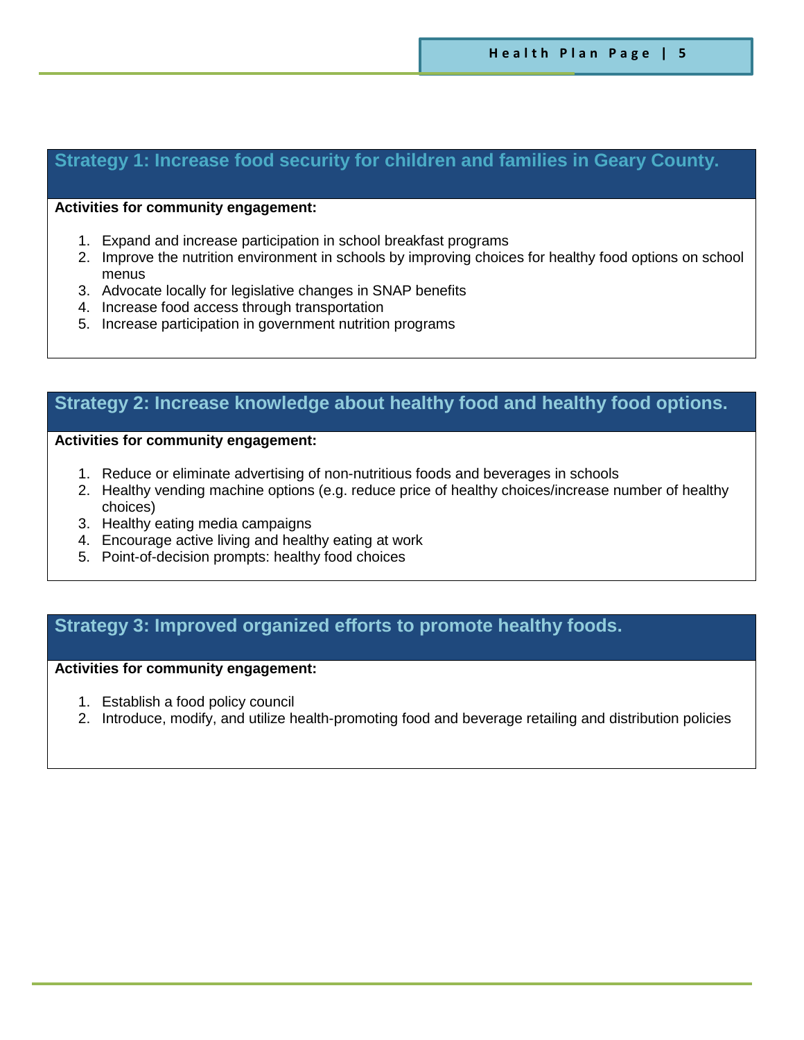## Strategy 1: Increase food security for children and families in Geary County.

**Activities for community engagement:**

1. Expand and increase participation in school breakfast programs
2. Improve the nutrition environment in schools by improving choices for healthy food options on school menus
3. Advocate locally for legislative changes in SNAP benefits
4. Increase food access through transportation
5. Increase participation in government nutrition programs

## Strategy 2: Increase knowledge about healthy food and healthy food options.

**Activities for community engagement:**

1. Reduce or eliminate advertising of non-nutritious foods and beverages in schools
2. Healthy vending machine options (e.g. reduce price of healthy choices/increase number of healthy choices)
3. Healthy eating media campaigns
4. Encourage active living and healthy eating at work
5. Point-of-decision prompts: healthy food choices

## Strategy 3: Improved organized efforts to promote healthy foods.

**Activities for community engagement:**

1. Establish a food policy council
2. Introduce, modify, and utilize health-promoting food and beverage retailing and distribution policies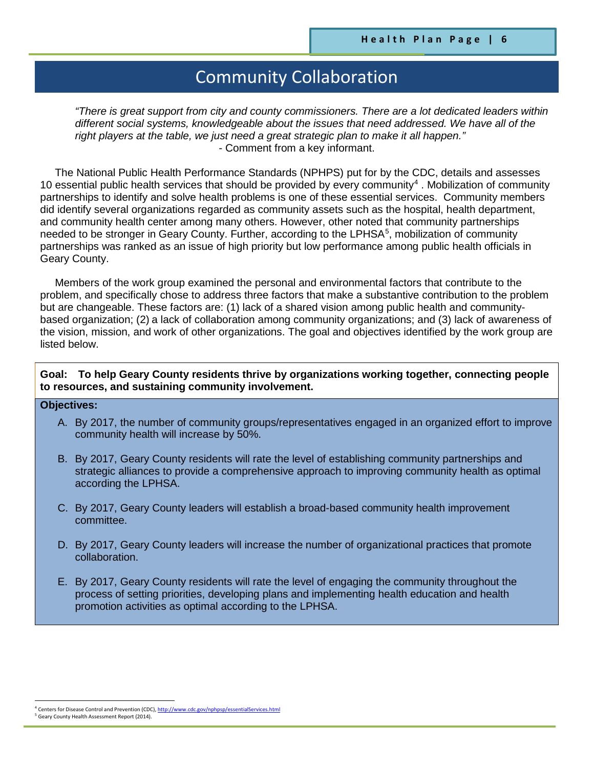# Community Collaboration

*"There is great support from city and county commissioners. There are a lot dedicated leaders within different social systems, knowledgeable about the issues that need addressed. We have all of the right players at the table, we just need a great strategic plan to make it all happen."*
- Comment from a key informant.

The National Public Health Performance Standards (NPHPS) put for by the CDC, details and assesses 10 essential public health services that should be provided by every community[4] . Mobilization of community partnerships to identify and solve health problems is one of these essential services. Community members did identify several organizations regarded as community assets such as the hospital, health department, and community health center among many others. However, other noted that community partnerships needed to be stronger in Geary County. Further, according to the LPHSA[5], mobilization of community partnerships was ranked as an issue of high priority but low performance among public health officials in Geary County.

Members of the work group examined the personal and environmental factors that contribute to the problem, and specifically chose to address three factors that make a substantive contribution to the problem but are changeable. These factors are: (1) lack of a shared vision among public health and community-based organization; (2) a lack of collaboration among community organizations; and (3) lack of awareness of the vision, mission, and work of other organizations. The goal and objectives identified by the work group are listed below.

**Goal: To help Geary County residents thrive by organizations working together, connecting people to resources, and sustaining community involvement.**

**Objectives:**

A. By 2017, the number of community groups/representatives engaged in an organized effort to improve community health will increase by 50%.

B. By 2017, Geary County residents will rate the level of establishing community partnerships and strategic alliances to provide a comprehensive approach to improving community health as optimal according the LPHSA.

C. By 2017, Geary County leaders will establish a broad-based community health improvement committee.

D. By 2017, Geary County leaders will increase the number of organizational practices that promote collaboration.

E. By 2017, Geary County residents will rate the level of engaging the community throughout the process of setting priorities, developing plans and implementing health education and health promotion activities as optimal according to the LPHSA.

[4] Centers for Disease Control and Prevention (CDC), http://www.cdc.gov/nphpsp/essentialServices.html
[5] Geary County Health Assessment Report (2014).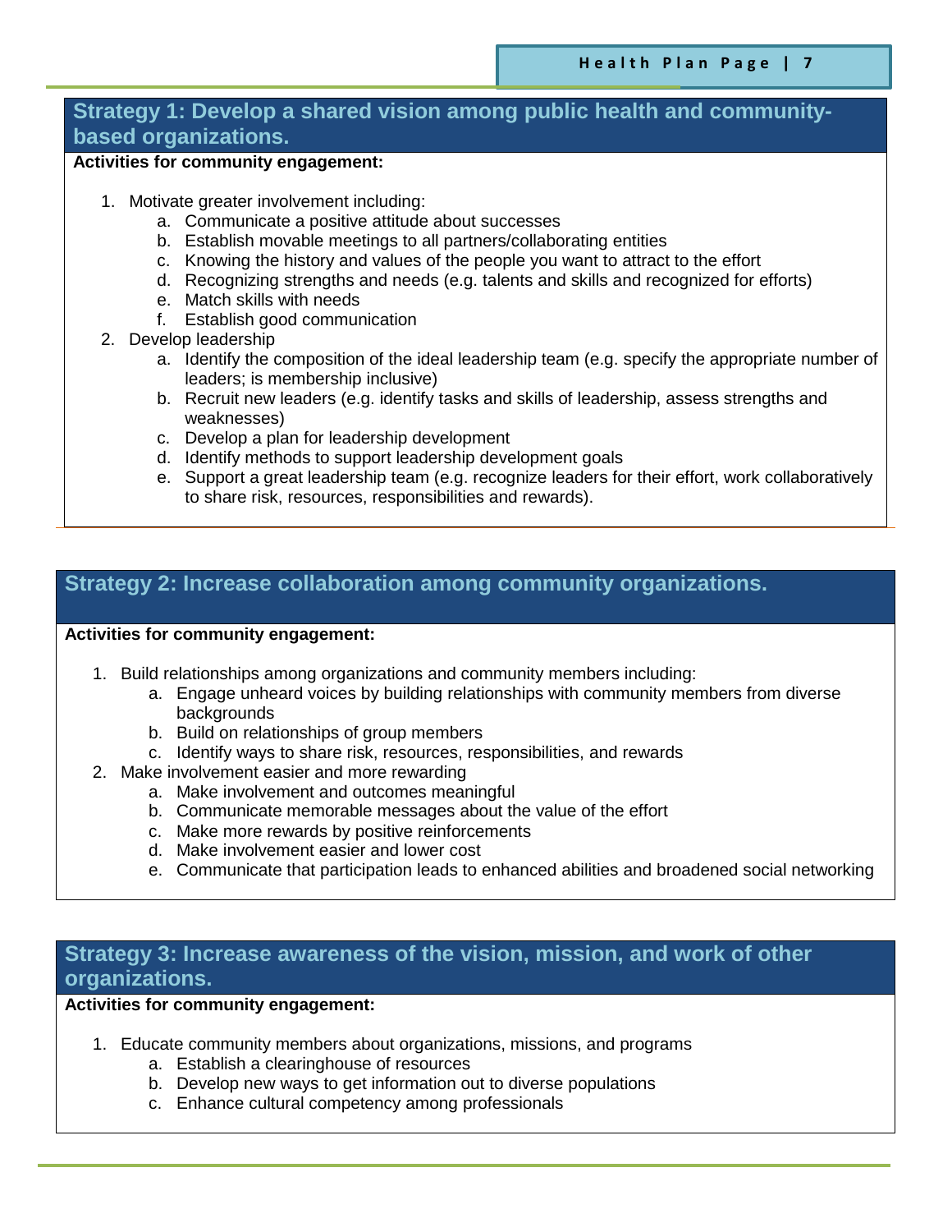## Strategy 1: Develop a shared vision among public health and community-based organizations.

**Activities for community engagement:**

1. Motivate greater involvement including:
    a. Communicate a positive attitude about successes
    b. Establish movable meetings to all partners/collaborating entities
    c. Knowing the history and values of the people you want to attract to the effort
    d. Recognizing strengths and needs (e.g. talents and skills and recognized for efforts)
    e. Match skills with needs
    f. Establish good communication
2. Develop leadership
    a. Identify the composition of the ideal leadership team (e.g. specify the appropriate number of leaders; is membership inclusive)
    b. Recruit new leaders (e.g. identify tasks and skills of leadership, assess strengths and weaknesses)
    c. Develop a plan for leadership development
    d. Identify methods to support leadership development goals
    e. Support a great leadership team (e.g. recognize leaders for their effort, work collaboratively to share risk, resources, responsibilities and rewards).

## Strategy 2: Increase collaboration among community organizations.

**Activities for community engagement:**

1. Build relationships among organizations and community members including:
    a. Engage unheard voices by building relationships with community members from diverse backgrounds
    b. Build on relationships of group members
    c. Identify ways to share risk, resources, responsibilities, and rewards
2. Make involvement easier and more rewarding
    a. Make involvement and outcomes meaningful
    b. Communicate memorable messages about the value of the effort
    c. Make more rewards by positive reinforcements
    d. Make involvement easier and lower cost
    e. Communicate that participation leads to enhanced abilities and broadened social networking

## Strategy 3: Increase awareness of the vision, mission, and work of other organizations.

**Activities for community engagement:**

1. Educate community members about organizations, missions, and programs
    a. Establish a clearinghouse of resources
    b. Develop new ways to get information out to diverse populations
    c. Enhance cultural competency among professionals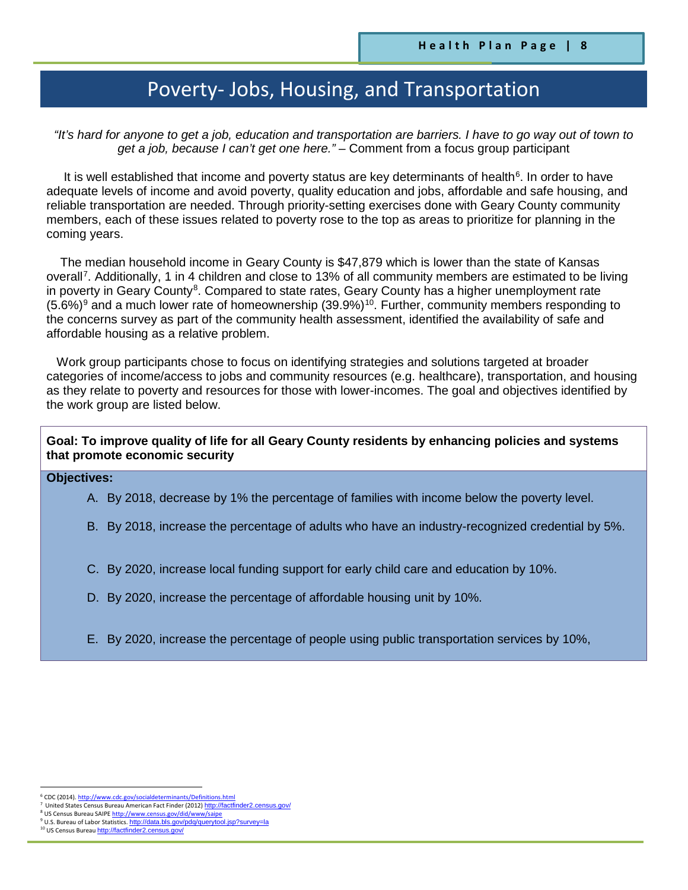# Poverty- Jobs, Housing, and Transportation

*"It's hard for anyone to get a job, education and transportation are barriers. I have to go way out of town to get a job, because I can't get one here."* – Comment from a focus group participant

It is well established that income and poverty status are key determinants of health[6]. In order to have adequate levels of income and avoid poverty, quality education and jobs, affordable and safe housing, and reliable transportation are needed. Through priority-setting exercises done with Geary County community members, each of these issues related to poverty rose to the top as areas to prioritize for planning in the coming years.

The median household income in Geary County is $47,879 which is lower than the state of Kansas overall[7]. Additionally, 1 in 4 children and close to 13% of all community members are estimated to be living in poverty in Geary County[8]. Compared to state rates, Geary County has a higher unemployment rate (5.6%)[9] and a much lower rate of homeownership (39.9%)[10]. Further, community members responding to the concerns survey as part of the community health assessment, identified the availability of safe and affordable housing as a relative problem.

Work group participants chose to focus on identifying strategies and solutions targeted at broader categories of income/access to jobs and community resources (e.g. healthcare), transportation, and housing as they relate to poverty and resources for those with lower-incomes. The goal and objectives identified by the work group are listed below.

**Goal: To improve quality of life for all Geary County residents by enhancing policies and systems that promote economic security**

**Objectives:**

A. By 2018, decrease by 1% the percentage of families with income below the poverty level.

B. By 2018, increase the percentage of adults who have an industry-recognized credential by 5%.

C. By 2020, increase local funding support for early child care and education by 10%.

D. By 2020, increase the percentage of affordable housing unit by 10%.

E. By 2020, increase the percentage of people using public transportation services by 10%,

---

[6] CDC (2014). http://www.cdc.gov/socialdeterminants/Definitions.html
[7] United States Census Bureau American Fact Finder (2012) http://factfinder2.census.gov/
[8] US Census Bureau SAIPE http://www.census.gov/did/www/saipe
[9] U.S. Bureau of Labor Statistics. http://data.bls.gov/pdq/querytool.jsp?survey=la
[10] US Census Bureau http://factfinder2.census.gov/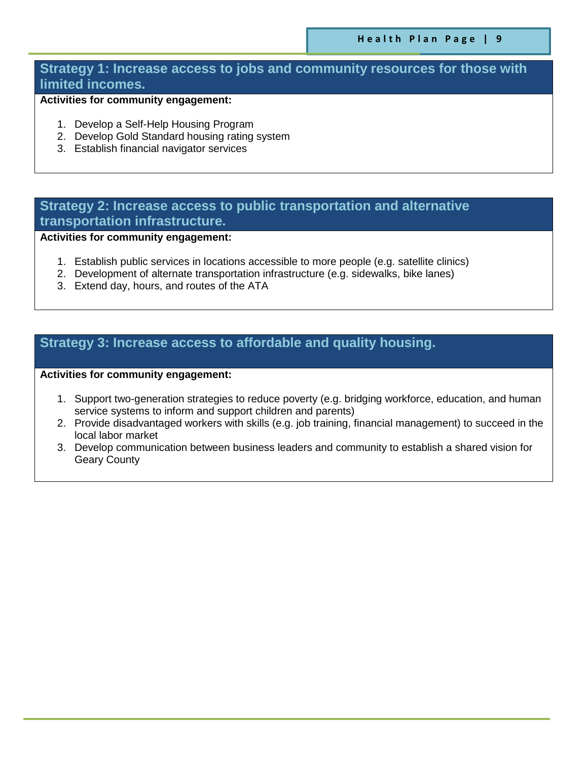## Strategy 1: Increase access to jobs and community resources for those with limited incomes.

**Activities for community engagement:**

1. Develop a Self-Help Housing Program
2. Develop Gold Standard housing rating system
3. Establish financial navigator services

## Strategy 2: Increase access to public transportation and alternative transportation infrastructure.

**Activities for community engagement:**

1. Establish public services in locations accessible to more people (e.g. satellite clinics)
2. Development of alternate transportation infrastructure (e.g. sidewalks, bike lanes)
3. Extend day, hours, and routes of the ATA

## Strategy 3: Increase access to affordable and quality housing.

**Activities for community engagement:**

1. Support two-generation strategies to reduce poverty (e.g. bridging workforce, education, and human service systems to inform and support children and parents)
2. Provide disadvantaged workers with skills (e.g. job training, financial management) to succeed in the local labor market
3. Develop communication between business leaders and community to establish a shared vision for Geary County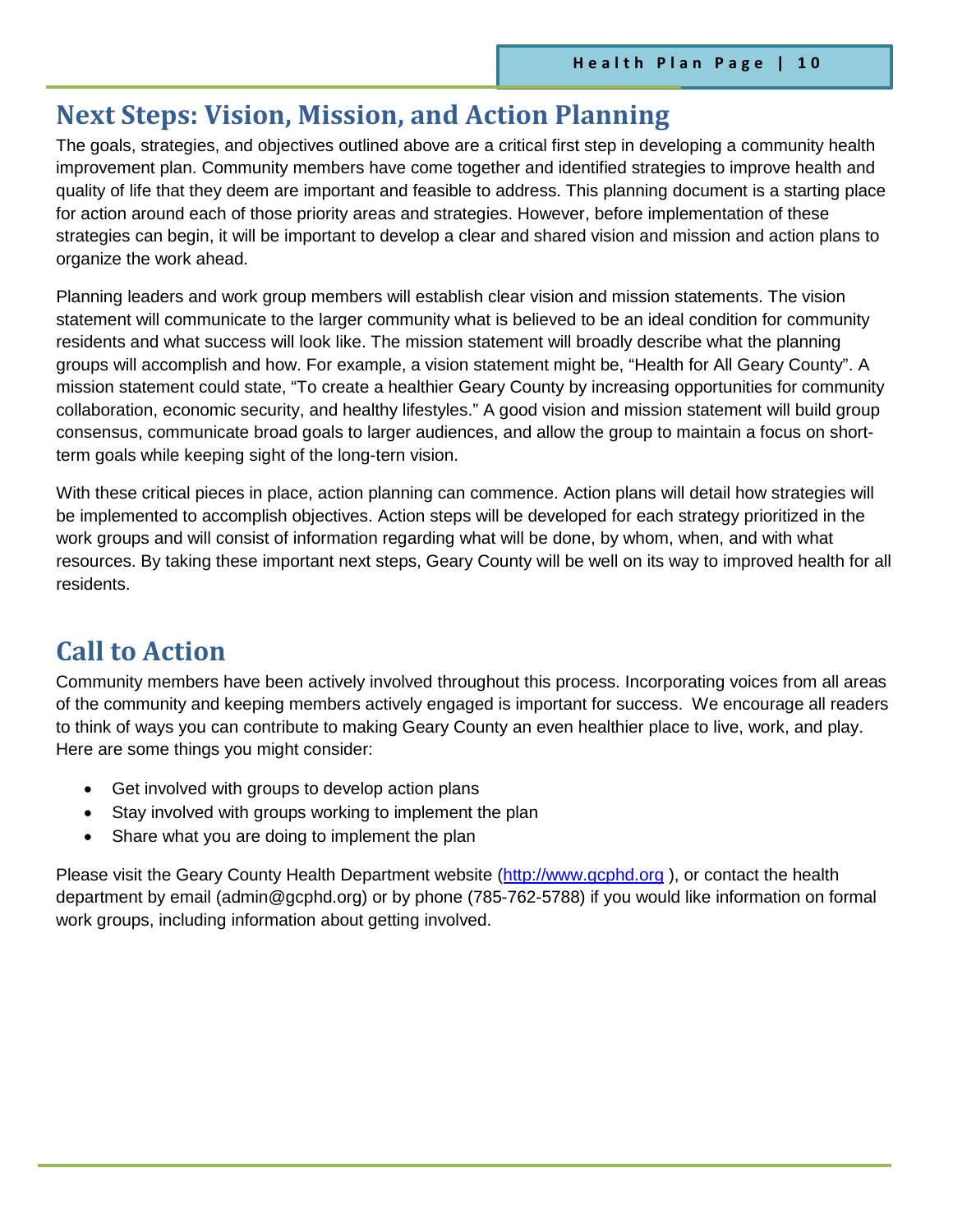## Next Steps: Vision, Mission, and Action Planning

The goals, strategies, and objectives outlined above are a critical first step in developing a community health improvement plan. Community members have come together and identified strategies to improve health and quality of life that they deem are important and feasible to address. This planning document is a starting place for action around each of those priority areas and strategies. However, before implementation of these strategies can begin, it will be important to develop a clear and shared vision and mission and action plans to organize the work ahead.

Planning leaders and work group members will establish clear vision and mission statements. The vision statement will communicate to the larger community what is believed to be an ideal condition for community residents and what success will look like. The mission statement will broadly describe what the planning groups will accomplish and how. For example, a vision statement might be, "Health for All Geary County". A mission statement could state, "To create a healthier Geary County by increasing opportunities for community collaboration, economic security, and healthy lifestyles." A good vision and mission statement will build group consensus, communicate broad goals to larger audiences, and allow the group to maintain a focus on short-term goals while keeping sight of the long-tern vision.

With these critical pieces in place, action planning can commence. Action plans will detail how strategies will be implemented to accomplish objectives. Action steps will be developed for each strategy prioritized in the work groups and will consist of information regarding what will be done, by whom, when, and with what resources. By taking these important next steps, Geary County will be well on its way to improved health for all residents.

## Call to Action

Community members have been actively involved throughout this process. Incorporating voices from all areas of the community and keeping members actively engaged is important for success. We encourage all readers to think of ways you can contribute to making Geary County an even healthier place to live, work, and play. Here are some things you might consider:

- Get involved with groups to develop action plans
- Stay involved with groups working to implement the plan
- Share what you are doing to implement the plan

Please visit the Geary County Health Department website (http://www.gcphd.org ), or contact the health department by email (admin@gcphd.org) or by phone (785-762-5788) if you would like information on formal work groups, including information about getting involved.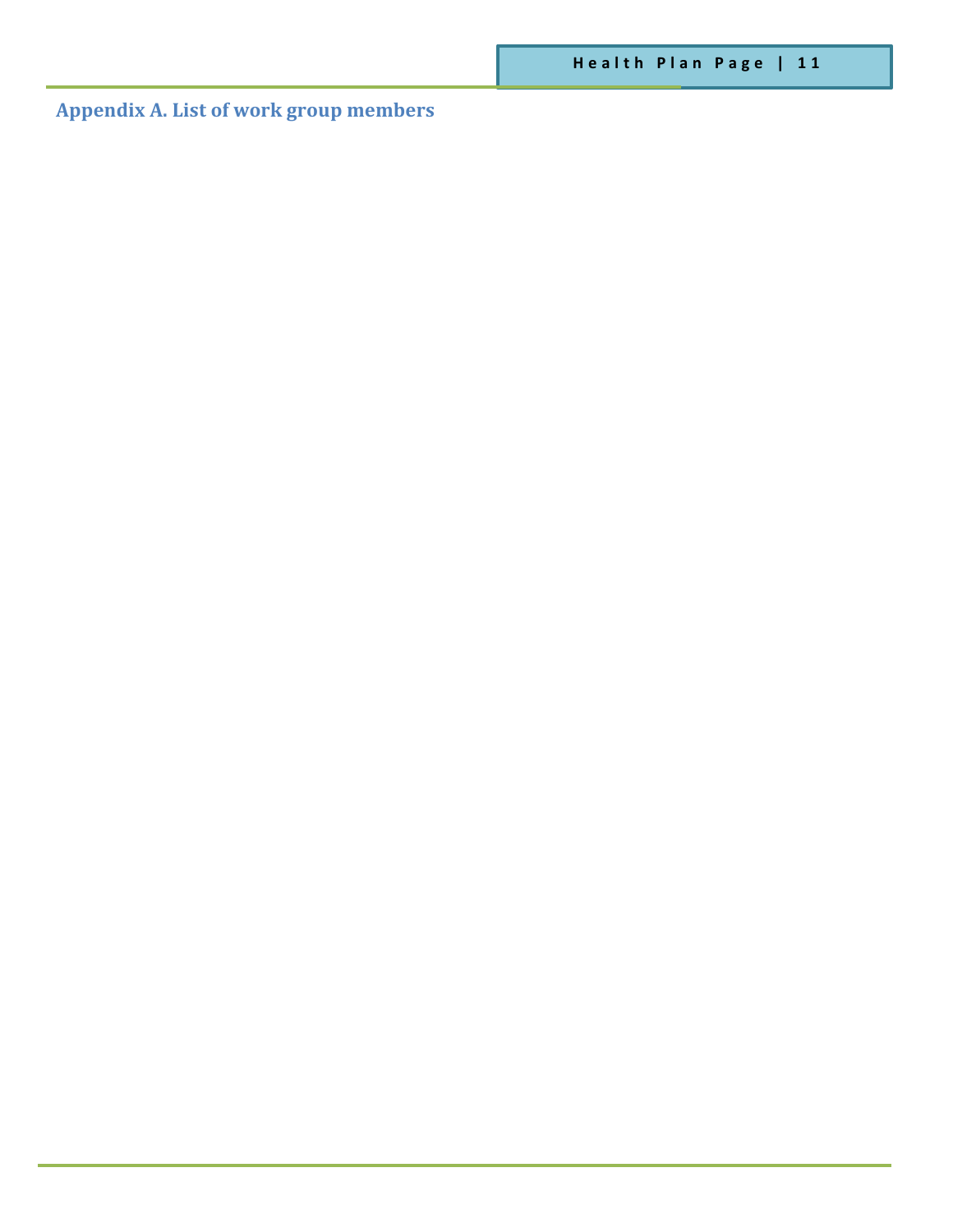## Appendix A. List of work group members